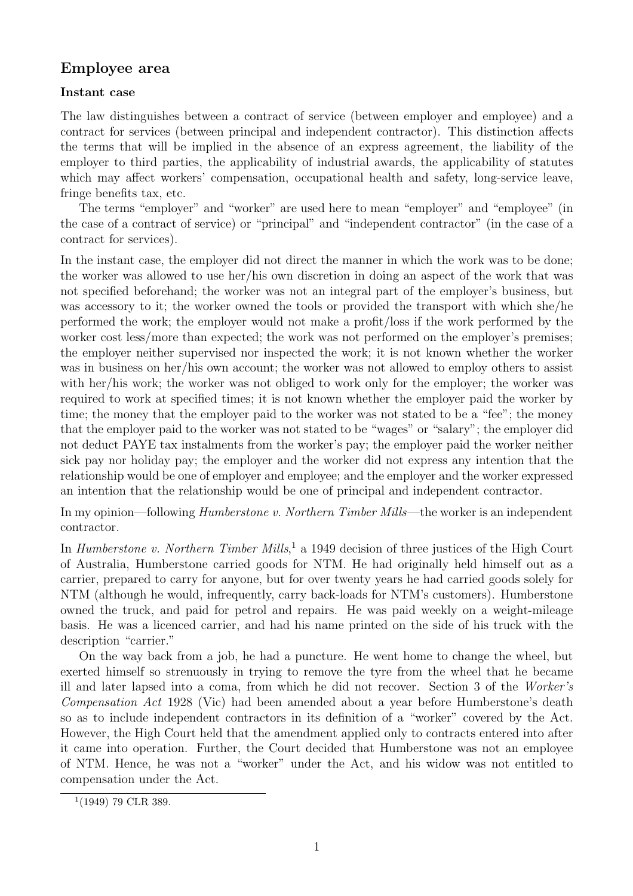## Employee area

### Instant case

The law distinguishes between a contract of service (between employer and employee) and a contract for services (between principal and independent contractor). This distinction affects the terms that will be implied in the absence of an express agreement, the liability of the employer to third parties, the applicability of industrial awards, the applicability of statutes which may affect workers' compensation, occupational health and safety, long-service leave, fringe benefits tax, etc.

The terms "employer" and "worker" are used here to mean "employer" and "employee" (in the case of a contract of service) or "principal" and "independent contractor" (in the case of a contract for services).

In the instant case, the employer did not direct the manner in which the work was to be done; the worker was allowed to use her/his own discretion in doing an aspect of the work that was not specified beforehand; the worker was not an integral part of the employer's business, but was accessory to it; the worker owned the tools or provided the transport with which she/he performed the work; the employer would not make a profit/loss if the work performed by the worker cost less/more than expected; the work was not performed on the employer's premises; the employer neither supervised nor inspected the work; it is not known whether the worker was in business on her/his own account; the worker was not allowed to employ others to assist with her/his work; the worker was not obliged to work only for the employer; the worker was required to work at specified times; it is not known whether the employer paid the worker by time; the money that the employer paid to the worker was not stated to be a "fee"; the money that the employer paid to the worker was not stated to be "wages" or "salary"; the employer did not deduct PAYE tax instalments from the worker's pay; the employer paid the worker neither sick pay nor holiday pay; the employer and the worker did not express any intention that the relationship would be one of employer and employee; and the employer and the worker expressed an intention that the relationship would be one of principal and independent contractor.

In my opinion—following *Humberstone v. Northern Timber Mills*—the worker is an independent contractor.

In *Humberstone v. Northern Timber Mills*,[1] a 1949 decision of three justices of the High Court of Australia, Humberstone carried goods for NTM. He had originally held himself out as a carrier, prepared to carry for anyone, but for over twenty years he had carried goods solely for NTM (although he would, infrequently, carry back-loads for NTM's customers). Humberstone owned the truck, and paid for petrol and repairs. He was paid weekly on a weight-mileage basis. He was a licenced carrier, and had his name printed on the side of his truck with the description "carrier."

On the way back from a job, he had a puncture. He went home to change the wheel, but exerted himself so strenuously in trying to remove the tyre from the wheel that he became ill and later lapsed into a coma, from which he did not recover. Section 3 of the *Worker's Compensation Act* 1928 (Vic) had been amended about a year before Humberstone's death so as to include independent contractors in its definition of a "worker" covered by the Act. However, the High Court held that the amendment applied only to contracts entered into after it came into operation. Further, the Court decided that Humberstone was not an employee of NTM. Hence, he was not a "worker" under the Act, and his widow was not entitled to compensation under the Act.

[1] (1949) 79 CLR 389.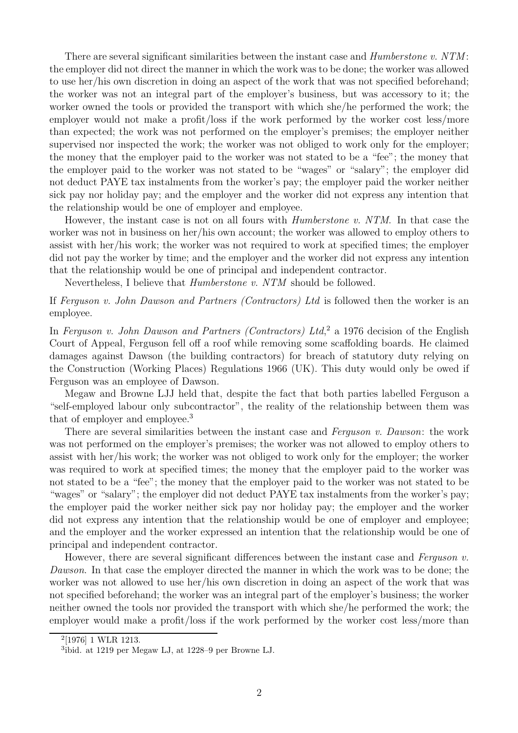There are several significant similarities between the instant case and *Humberstone v. NTM*: the employer did not direct the manner in which the work was to be done; the worker was allowed to use her/his own discretion in doing an aspect of the work that was not specified beforehand; the worker was not an integral part of the employer's business, but was accessory to it; the worker owned the tools or provided the transport with which she/he performed the work; the employer would not make a profit/loss if the work performed by the worker cost less/more than expected; the work was not performed on the employer's premises; the employer neither supervised nor inspected the work; the worker was not obliged to work only for the employer; the money that the employer paid to the worker was not stated to be a "fee"; the money that the employer paid to the worker was not stated to be "wages" or "salary"; the employer did not deduct PAYE tax instalments from the worker's pay; the employer paid the worker neither sick pay nor holiday pay; and the employer and the worker did not express any intention that the relationship would be one of employer and employee.

However, the instant case is not on all fours with *Humberstone v. NTM*. In that case the worker was not in business on her/his own account; the worker was allowed to employ others to assist with her/his work; the worker was not required to work at specified times; the employer did not pay the worker by time; and the employer and the worker did not express any intention that the relationship would be one of principal and independent contractor.

Nevertheless, I believe that *Humberstone v. NTM* should be followed.

If *Ferguson v. John Dawson and Partners (Contractors) Ltd* is followed then the worker is an employee.

In *Ferguson v. John Dawson and Partners (Contractors) Ltd*,[2] a 1976 decision of the English Court of Appeal, Ferguson fell off a roof while removing some scaffolding boards. He claimed damages against Dawson (the building contractors) for breach of statutory duty relying on the Construction (Working Places) Regulations 1966 (UK). This duty would only be owed if Ferguson was an employee of Dawson.

Megaw and Browne LJJ held that, despite the fact that both parties labelled Ferguson a "self-employed labour only subcontractor", the reality of the relationship between them was that of employer and employee.[3]

There are several similarities between the instant case and *Ferguson v. Dawson*: the work was not performed on the employer's premises; the worker was not allowed to employ others to assist with her/his work; the worker was not obliged to work only for the employer; the worker was required to work at specified times; the money that the employer paid to the worker was not stated to be a "fee"; the money that the employer paid to the worker was not stated to be "wages" or "salary"; the employer did not deduct PAYE tax instalments from the worker's pay; the employer paid the worker neither sick pay nor holiday pay; the employer and the worker did not express any intention that the relationship would be one of employer and employee; and the employer and the worker expressed an intention that the relationship would be one of principal and independent contractor.

However, there are several significant differences between the instant case and *Ferguson v. Dawson*. In that case the employer directed the manner in which the work was to be done; the worker was not allowed to use her/his own discretion in doing an aspect of the work that was not specified beforehand; the worker was an integral part of the employer's business; the worker neither owned the tools nor provided the transport with which she/he performed the work; the employer would make a profit/loss if the work performed by the worker cost less/more than

---

[2] [1976] 1 WLR 1213.

[3] ibid. at 1219 per Megaw LJ, at 1228–9 per Browne LJ.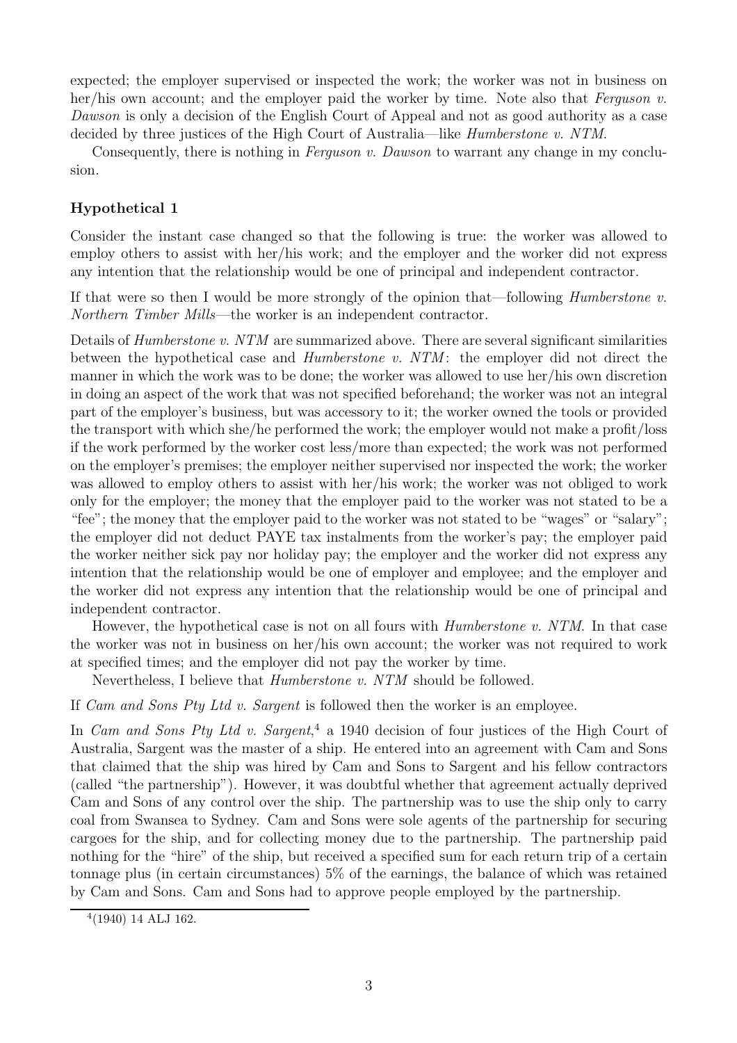expected; the employer supervised or inspected the work; the worker was not in business on her/his own account; and the employer paid the worker by time. Note also that *Ferguson v. Dawson* is only a decision of the English Court of Appeal and not as good authority as a case decided by three justices of the High Court of Australia—like *Humberstone v. NTM.*

Consequently, there is nothing in *Ferguson v. Dawson* to warrant any change in my conclusion.

### Hypothetical 1

Consider the instant case changed so that the following is true: the worker was allowed to employ others to assist with her/his work; and the employer and the worker did not express any intention that the relationship would be one of principal and independent contractor.

If that were so then I would be more strongly of the opinion that—following *Humberstone v. Northern Timber Mills*—the worker is an independent contractor.

Details of *Humberstone v. NTM* are summarized above. There are several significant similarities between the hypothetical case and *Humberstone v. NTM*: the employer did not direct the manner in which the work was to be done; the worker was allowed to use her/his own discretion in doing an aspect of the work that was not specified beforehand; the worker was not an integral part of the employer's business, but was accessory to it; the worker owned the tools or provided the transport with which she/he performed the work; the employer would not make a profit/loss if the work performed by the worker cost less/more than expected; the work was not performed on the employer's premises; the employer neither supervised nor inspected the work; the worker was allowed to employ others to assist with her/his work; the worker was not obliged to work only for the employer; the money that the employer paid to the worker was not stated to be a "fee"; the money that the employer paid to the worker was not stated to be "wages" or "salary"; the employer did not deduct PAYE tax instalments from the worker's pay; the employer paid the worker neither sick pay nor holiday pay; the employer and the worker did not express any intention that the relationship would be one of employer and employee; and the employer and the worker did not express any intention that the relationship would be one of principal and independent contractor.

However, the hypothetical case is not on all fours with *Humberstone v. NTM.* In that case the worker was not in business on her/his own account; the worker was not required to work at specified times; and the employer did not pay the worker by time.

Nevertheless, I believe that *Humberstone v. NTM* should be followed.

If *Cam and Sons Pty Ltd v. Sargent* is followed then the worker is an employee.

In *Cam and Sons Pty Ltd v. Sargent*,[4] a 1940 decision of four justices of the High Court of Australia, Sargent was the master of a ship. He entered into an agreement with Cam and Sons that claimed that the ship was hired by Cam and Sons to Sargent and his fellow contractors (called "the partnership"). However, it was doubtful whether that agreement actually deprived Cam and Sons of any control over the ship. The partnership was to use the ship only to carry coal from Swansea to Sydney. Cam and Sons were sole agents of the partnership for securing cargoes for the ship, and for collecting money due to the partnership. The partnership paid nothing for the "hire" of the ship, but received a specified sum for each return trip of a certain tonnage plus (in certain circumstances) 5% of the earnings, the balance of which was retained by Cam and Sons. Cam and Sons had to approve people employed by the partnership.

[4] (1940) 14 ALJ 162.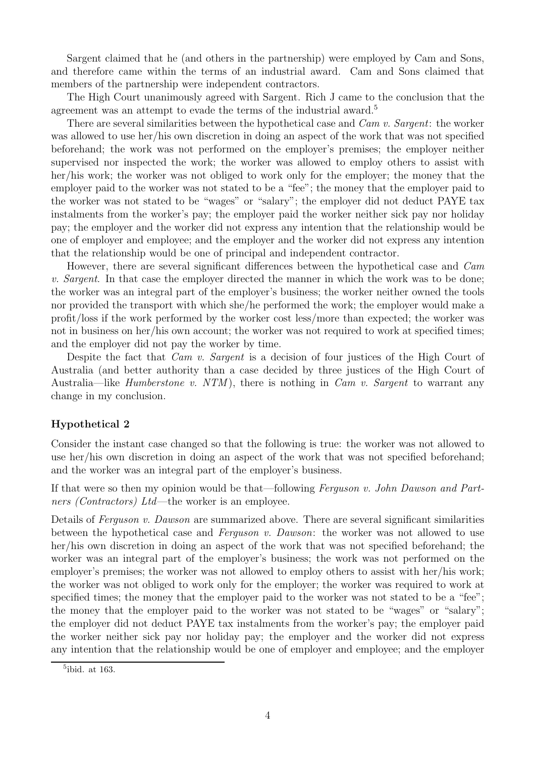Sargent claimed that he (and others in the partnership) were employed by Cam and Sons, and therefore came within the terms of an industrial award. Cam and Sons claimed that members of the partnership were independent contractors.

The High Court unanimously agreed with Sargent. Rich J came to the conclusion that the agreement was an attempt to evade the terms of the industrial award.[5]

There are several similarities between the hypothetical case and *Cam v. Sargent*: the worker was allowed to use her/his own discretion in doing an aspect of the work that was not specified beforehand; the work was not performed on the employer's premises; the employer neither supervised nor inspected the work; the worker was allowed to employ others to assist with her/his work; the worker was not obliged to work only for the employer; the money that the employer paid to the worker was not stated to be a "fee"; the money that the employer paid to the worker was not stated to be "wages" or "salary"; the employer did not deduct PAYE tax instalments from the worker's pay; the employer paid the worker neither sick pay nor holiday pay; the employer and the worker did not express any intention that the relationship would be one of employer and employee; and the employer and the worker did not express any intention that the relationship would be one of principal and independent contractor.

However, there are several significant differences between the hypothetical case and *Cam v. Sargent*. In that case the employer directed the manner in which the work was to be done; the worker was an integral part of the employer's business; the worker neither owned the tools nor provided the transport with which she/he performed the work; the employer would make a profit/loss if the work performed by the worker cost less/more than expected; the worker was not in business on her/his own account; the worker was not required to work at specified times; and the employer did not pay the worker by time.

Despite the fact that *Cam v. Sargent* is a decision of four justices of the High Court of Australia (and better authority than a case decided by three justices of the High Court of Australia—like *Humberstone v. NTM*), there is nothing in *Cam v. Sargent* to warrant any change in my conclusion.

### Hypothetical 2

Consider the instant case changed so that the following is true: the worker was not allowed to use her/his own discretion in doing an aspect of the work that was not specified beforehand; and the worker was an integral part of the employer's business.

If that were so then my opinion would be that—following *Ferguson v. John Dawson and Partners (Contractors) Ltd*—the worker is an employee.

Details of *Ferguson v. Dawson* are summarized above. There are several significant similarities between the hypothetical case and *Ferguson v. Dawson*: the worker was not allowed to use her/his own discretion in doing an aspect of the work that was not specified beforehand; the worker was an integral part of the employer's business; the work was not performed on the employer's premises; the worker was not allowed to employ others to assist with her/his work; the worker was not obliged to work only for the employer; the worker was required to work at specified times; the money that the employer paid to the worker was not stated to be a "fee"; the money that the employer paid to the worker was not stated to be "wages" or "salary"; the employer did not deduct PAYE tax instalments from the worker's pay; the employer paid the worker neither sick pay nor holiday pay; the employer and the worker did not express any intention that the relationship would be one of employer and employee; and the employer

[5] ibid. at 163.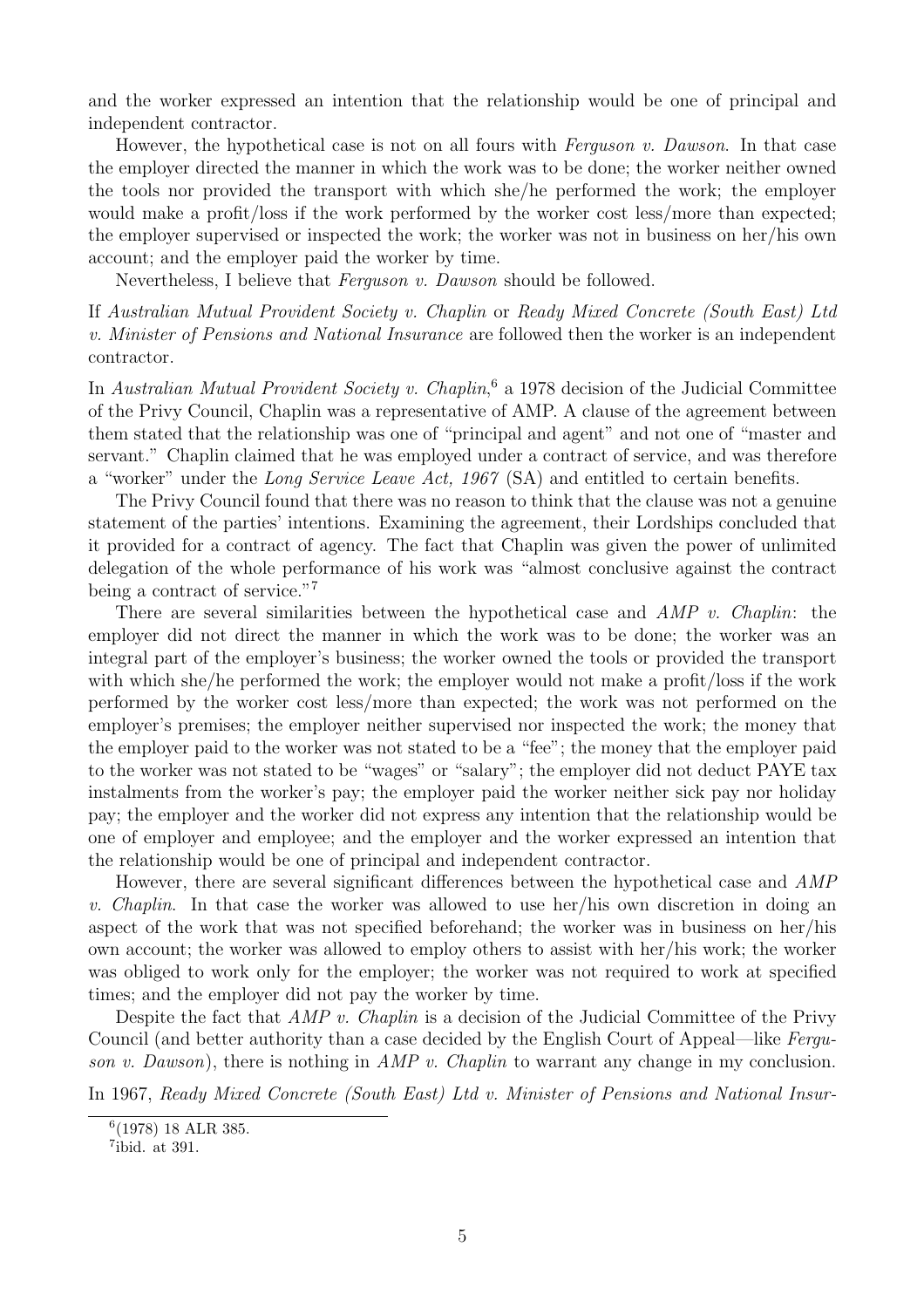and the worker expressed an intention that the relationship would be one of principal and independent contractor.

However, the hypothetical case is not on all fours with *Ferguson v. Dawson*. In that case the employer directed the manner in which the work was to be done; the worker neither owned the tools nor provided the transport with which she/he performed the work; the employer would make a profit/loss if the work performed by the worker cost less/more than expected; the employer supervised or inspected the work; the worker was not in business on her/his own account; and the employer paid the worker by time.

Nevertheless, I believe that *Ferguson v. Dawson* should be followed.

If *Australian Mutual Provident Society v. Chaplin* or *Ready Mixed Concrete (South East) Ltd v. Minister of Pensions and National Insurance* are followed then the worker is an independent contractor.

In *Australian Mutual Provident Society v. Chaplin*,[6] a 1978 decision of the Judicial Committee of the Privy Council, Chaplin was a representative of AMP. A clause of the agreement between them stated that the relationship was one of "principal and agent" and not one of "master and servant." Chaplin claimed that he was employed under a contract of service, and was therefore a "worker" under the *Long Service Leave Act, 1967* (SA) and entitled to certain benefits.

The Privy Council found that there was no reason to think that the clause was not a genuine statement of the parties' intentions. Examining the agreement, their Lordships concluded that it provided for a contract of agency. The fact that Chaplin was given the power of unlimited delegation of the whole performance of his work was "almost conclusive against the contract being a contract of service."[7]

There are several similarities between the hypothetical case and *AMP v. Chaplin*: the employer did not direct the manner in which the work was to be done; the worker was an integral part of the employer's business; the worker owned the tools or provided the transport with which she/he performed the work; the employer would not make a profit/loss if the work performed by the worker cost less/more than expected; the work was not performed on the employer's premises; the employer neither supervised nor inspected the work; the money that the employer paid to the worker was not stated to be a "fee"; the money that the employer paid to the worker was not stated to be "wages" or "salary"; the employer did not deduct PAYE tax instalments from the worker's pay; the employer paid the worker neither sick pay nor holiday pay; the employer and the worker did not express any intention that the relationship would be one of employer and employee; and the employer and the worker expressed an intention that the relationship would be one of principal and independent contractor.

However, there are several significant differences between the hypothetical case and *AMP v. Chaplin*. In that case the worker was allowed to use her/his own discretion in doing an aspect of the work that was not specified beforehand; the worker was in business on her/his own account; the worker was allowed to employ others to assist with her/his work; the worker was obliged to work only for the employer; the worker was not required to work at specified times; and the employer did not pay the worker by time.

Despite the fact that *AMP v. Chaplin* is a decision of the Judicial Committee of the Privy Council (and better authority than a case decided by the English Court of Appeal—like *Ferguson v. Dawson*), there is nothing in *AMP v. Chaplin* to warrant any change in my conclusion.

In 1967, *Ready Mixed Concrete (South East) Ltd v. Minister of Pensions and National Insur-*

[6] (1978) 18 ALR 385.

[7] ibid. at 391.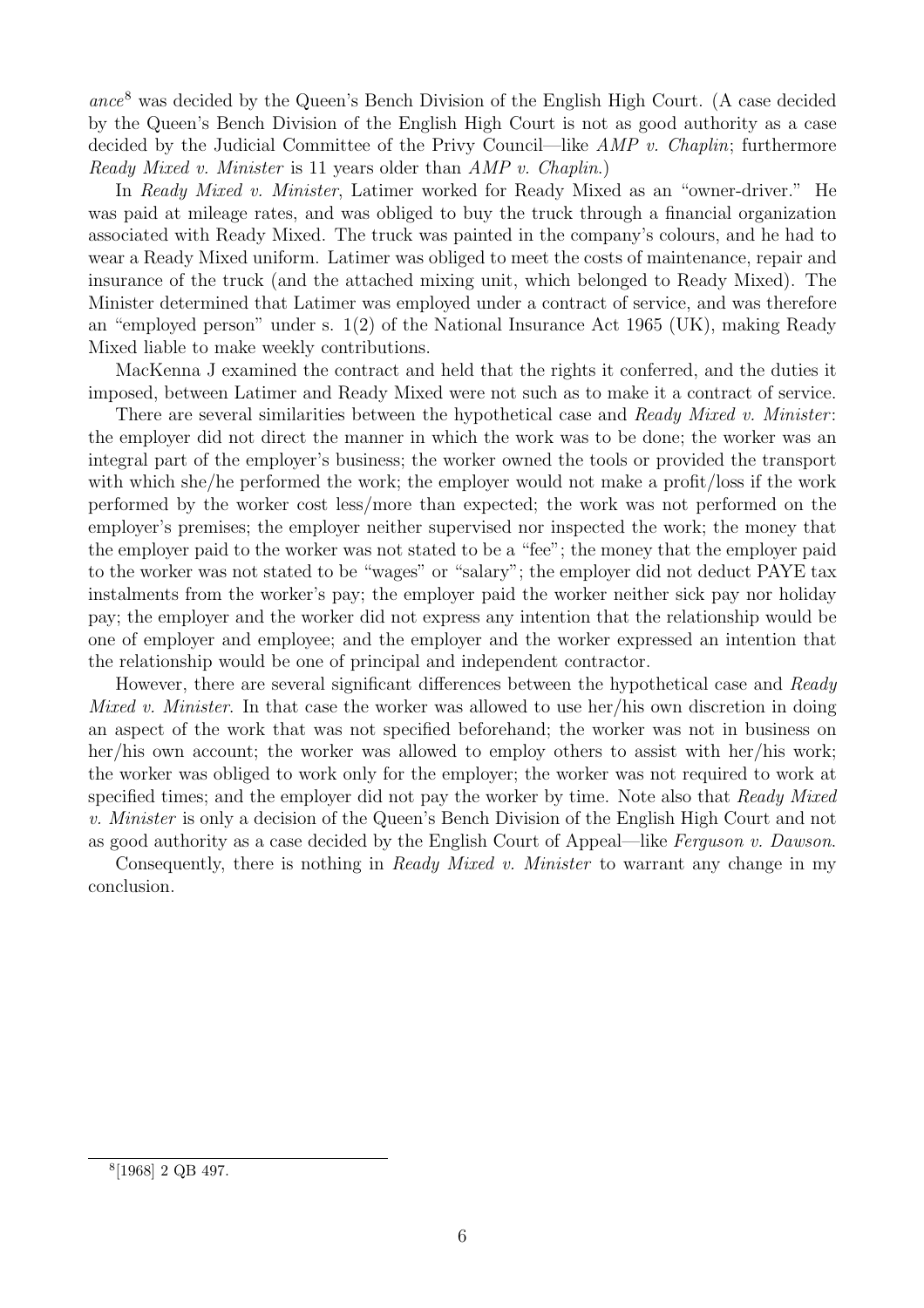*ance*[8] was decided by the Queen's Bench Division of the English High Court. (A case decided by the Queen's Bench Division of the English High Court is not as good authority as a case decided by the Judicial Committee of the Privy Council—like *AMP v. Chaplin*; furthermore *Ready Mixed v. Minister* is 11 years older than *AMP v. Chaplin*.)

In *Ready Mixed v. Minister*, Latimer worked for Ready Mixed as an "owner-driver." He was paid at mileage rates, and was obliged to buy the truck through a financial organization associated with Ready Mixed. The truck was painted in the company's colours, and he had to wear a Ready Mixed uniform. Latimer was obliged to meet the costs of maintenance, repair and insurance of the truck (and the attached mixing unit, which belonged to Ready Mixed). The Minister determined that Latimer was employed under a contract of service, and was therefore an "employed person" under s. 1(2) of the National Insurance Act 1965 (UK), making Ready Mixed liable to make weekly contributions.

MacKenna J examined the contract and held that the rights it conferred, and the duties it imposed, between Latimer and Ready Mixed were not such as to make it a contract of service.

There are several similarities between the hypothetical case and *Ready Mixed v. Minister*: the employer did not direct the manner in which the work was to be done; the worker was an integral part of the employer's business; the worker owned the tools or provided the transport with which she/he performed the work; the employer would not make a profit/loss if the work performed by the worker cost less/more than expected; the work was not performed on the employer's premises; the employer neither supervised nor inspected the work; the money that the employer paid to the worker was not stated to be a "fee"; the money that the employer paid to the worker was not stated to be "wages" or "salary"; the employer did not deduct PAYE tax instalments from the worker's pay; the employer paid the worker neither sick pay nor holiday pay; the employer and the worker did not express any intention that the relationship would be one of employer and employee; and the employer and the worker expressed an intention that the relationship would be one of principal and independent contractor.

However, there are several significant differences between the hypothetical case and *Ready Mixed v. Minister*. In that case the worker was allowed to use her/his own discretion in doing an aspect of the work that was not specified beforehand; the worker was not in business on her/his own account; the worker was allowed to employ others to assist with her/his work; the worker was obliged to work only for the employer; the worker was not required to work at specified times; and the employer did not pay the worker by time. Note also that *Ready Mixed v. Minister* is only a decision of the Queen's Bench Division of the English High Court and not as good authority as a case decided by the English Court of Appeal—like *Ferguson v. Dawson*.

Consequently, there is nothing in *Ready Mixed v. Minister* to warrant any change in my conclusion.

---

[8] [1968] 2 QB 497.